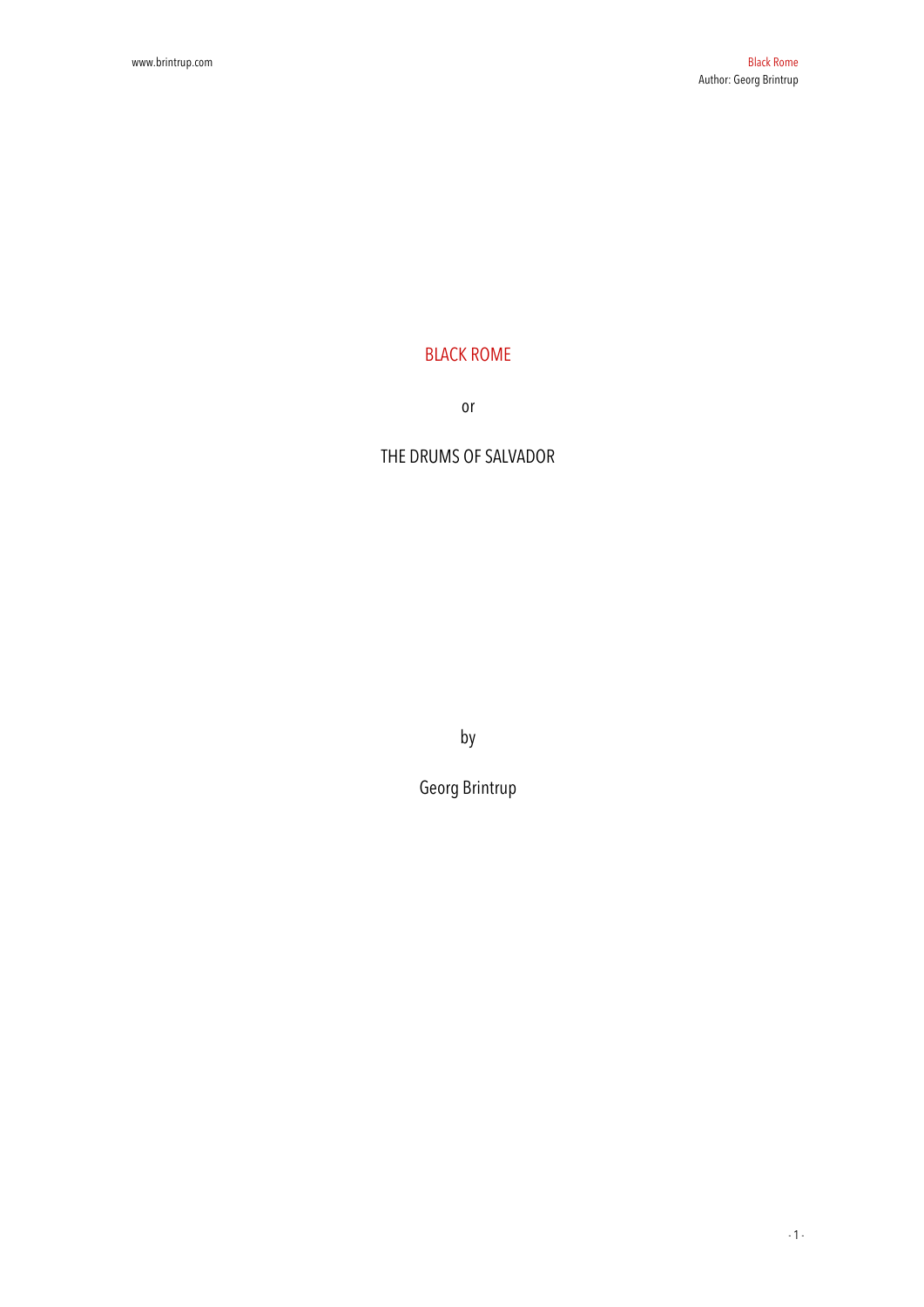# BLACK ROME

or

# THE DRUMS OF SALVADOR

by

Georg Brintrup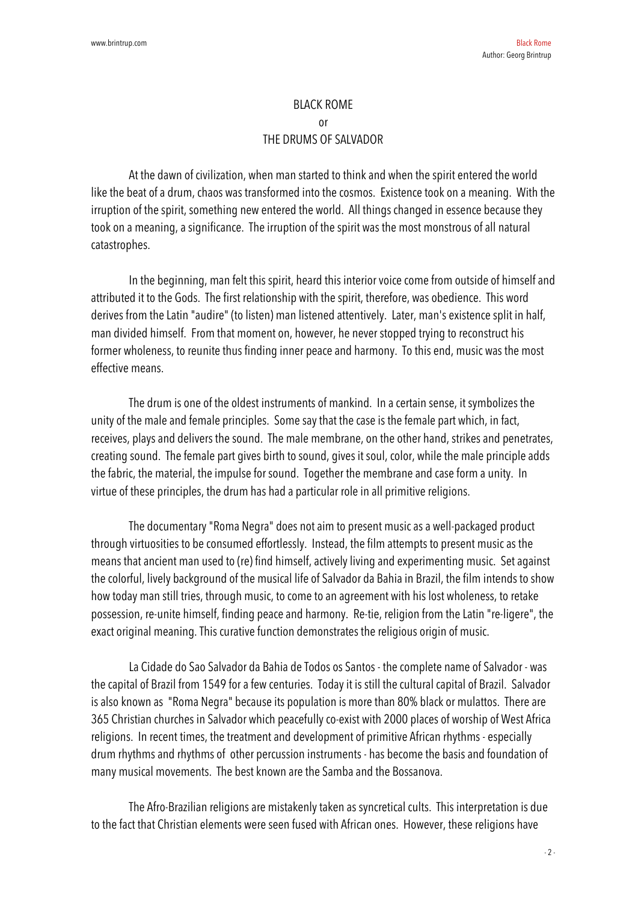# BLACK ROME
## or
## THE DRUMS OF SALVADOR

At the dawn of civilization, when man started to think and when the spirit entered the world like the beat of a drum, chaos was transformed into the cosmos. Existence took on a meaning. With the irruption of the spirit, something new entered the world. All things changed in essence because they took on a meaning, a significance. The irruption of the spirit was the most monstrous of all natural catastrophes.

In the beginning, man felt this spirit, heard this interior voice come from outside of himself and attributed it to the Gods. The first relationship with the spirit, therefore, was obedience. This word derives from the Latin "audire" (to listen) man listened attentively. Later, man's existence split in half, man divided himself. From that moment on, however, he never stopped trying to reconstruct his former wholeness, to reunite thus finding inner peace and harmony. To this end, music was the most effective means.

The drum is one of the oldest instruments of mankind. In a certain sense, it symbolizes the unity of the male and female principles. Some say that the case is the female part which, in fact, receives, plays and delivers the sound. The male membrane, on the other hand, strikes and penetrates, creating sound. The female part gives birth to sound, gives it soul, color, while the male principle adds the fabric, the material, the impulse for sound. Together the membrane and case form a unity. In virtue of these principles, the drum has had a particular role in all primitive religions.

The documentary "Roma Negra" does not aim to present music as a well-packaged product through virtuosities to be consumed effortlessly. Instead, the film attempts to present music as the means that ancient man used to (re) find himself, actively living and experimenting music. Set against the colorful, lively background of the musical life of Salvador da Bahia in Brazil, the film intends to show how today man still tries, through music, to come to an agreement with his lost wholeness, to retake possession, re-unite himself, finding peace and harmony. Re-tie, religion from the Latin "re-ligere", the exact original meaning. This curative function demonstrates the religious origin of music.

La Cidade do Sao Salvador da Bahia de Todos os Santos - the complete name of Salvador - was the capital of Brazil from 1549 for a few centuries. Today it is still the cultural capital of Brazil. Salvador is also known as "Roma Negra" because its population is more than 80% black or mulattos. There are 365 Christian churches in Salvador which peacefully co-exist with 2000 places of worship of West Africa religions. In recent times, the treatment and development of primitive African rhythms - especially drum rhythms and rhythms of other percussion instruments - has become the basis and foundation of many musical movements. The best known are the Samba and the Bossanova.

The Afro-Brazilian religions are mistakenly taken as syncretical cults. This interpretation is due to the fact that Christian elements were seen fused with African ones. However, these religions have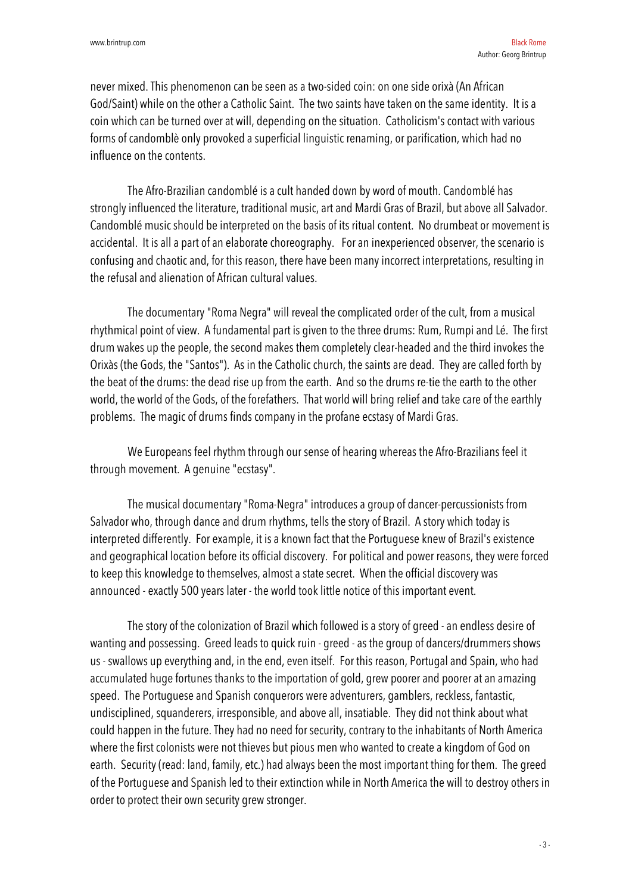never mixed. This phenomenon can be seen as a two-sided coin: on one side orixà (An African God/Saint) while on the other a Catholic Saint. The two saints have taken on the same identity. It is a coin which can be turned over at will, depending on the situation. Catholicism's contact with various forms of candomblè only provoked a superficial linguistic renaming, or parification, which had no influence on the contents.

The Afro-Brazilian candomblé is a cult handed down by word of mouth. Candomblé has strongly influenced the literature, traditional music, art and Mardi Gras of Brazil, but above all Salvador. Candomblé music should be interpreted on the basis of its ritual content. No drumbeat or movement is accidental. It is all a part of an elaborate choreography. For an inexperienced observer, the scenario is confusing and chaotic and, for this reason, there have been many incorrect interpretations, resulting in the refusal and alienation of African cultural values.

The documentary "Roma Negra" will reveal the complicated order of the cult, from a musical rhythmical point of view. A fundamental part is given to the three drums: Rum, Rumpi and Lé. The first drum wakes up the people, the second makes them completely clear-headed and the third invokes the Orixàs (the Gods, the "Santos"). As in the Catholic church, the saints are dead. They are called forth by the beat of the drums: the dead rise up from the earth. And so the drums re-tie the earth to the other world, the world of the Gods, of the forefathers. That world will bring relief and take care of the earthly problems. The magic of drums finds company in the profane ecstasy of Mardi Gras.

We Europeans feel rhythm through our sense of hearing whereas the Afro-Brazilians feel it through movement. A genuine "ecstasy".

The musical documentary "Roma-Negra" introduces a group of dancer-percussionists from Salvador who, through dance and drum rhythms, tells the story of Brazil. A story which today is interpreted differently. For example, it is a known fact that the Portuguese knew of Brazil's existence and geographical location before its official discovery. For political and power reasons, they were forced to keep this knowledge to themselves, almost a state secret. When the official discovery was announced - exactly 500 years later - the world took little notice of this important event.

The story of the colonization of Brazil which followed is a story of greed - an endless desire of wanting and possessing. Greed leads to quick ruin - greed - as the group of dancers/drummers shows us - swallows up everything and, in the end, even itself. For this reason, Portugal and Spain, who had accumulated huge fortunes thanks to the importation of gold, grew poorer and poorer at an amazing speed. The Portuguese and Spanish conquerors were adventurers, gamblers, reckless, fantastic, undisciplined, squanderers, irresponsible, and above all, insatiable. They did not think about what could happen in the future. They had no need for security, contrary to the inhabitants of North America where the first colonists were not thieves but pious men who wanted to create a kingdom of God on earth. Security (read: land, family, etc.) had always been the most important thing for them. The greed of the Portuguese and Spanish led to their extinction while in North America the will to destroy others in order to protect their own security grew stronger.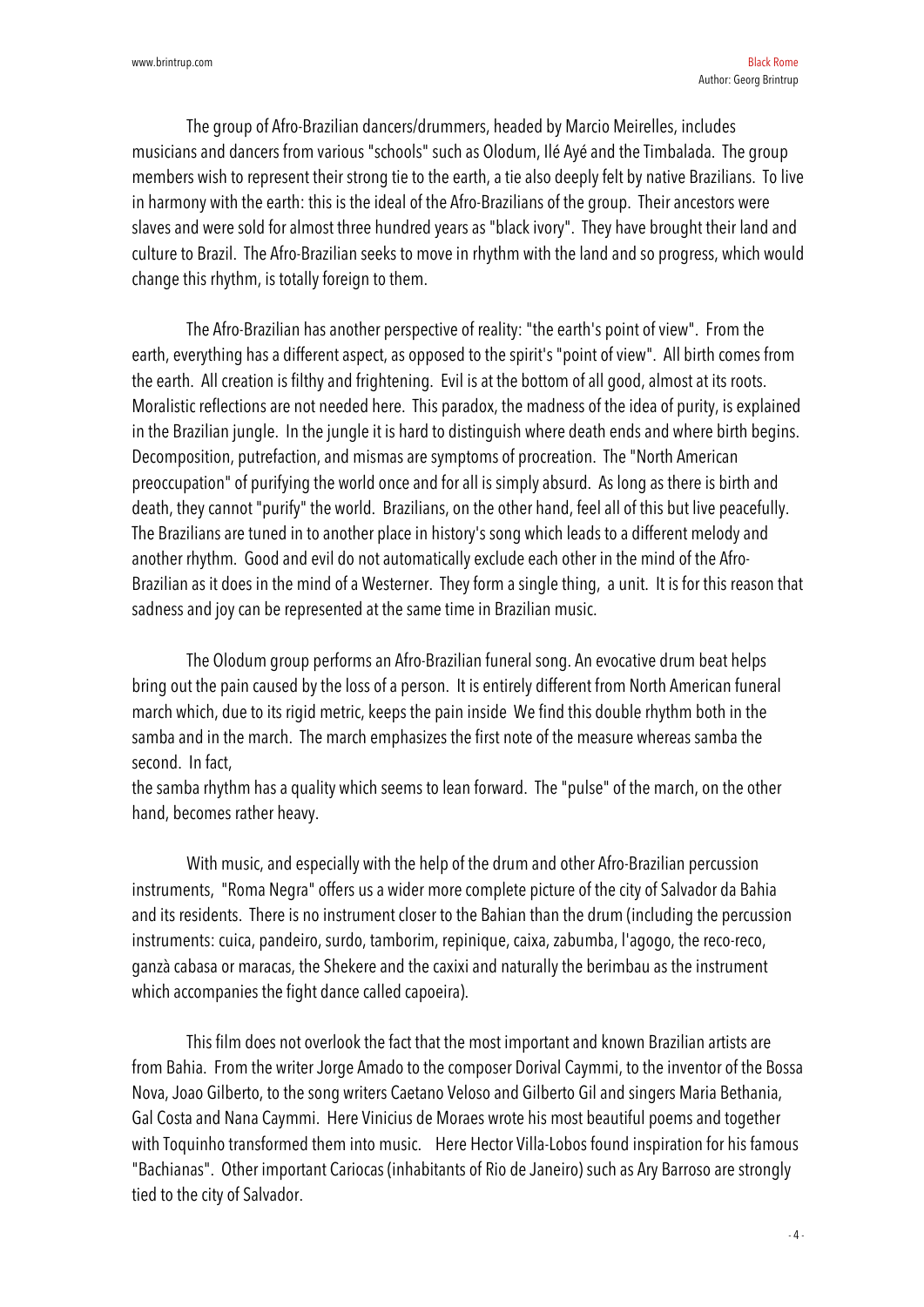The group of Afro-Brazilian dancers/drummers, headed by Marcio Meirelles, includes musicians and dancers from various "schools" such as Olodum, Ilé Ayé and the Timbalada. The group members wish to represent their strong tie to the earth, a tie also deeply felt by native Brazilians. To live in harmony with the earth: this is the ideal of the Afro-Brazilians of the group. Their ancestors were slaves and were sold for almost three hundred years as "black ivory". They have brought their land and culture to Brazil. The Afro-Brazilian seeks to move in rhythm with the land and so progress, which would change this rhythm, is totally foreign to them.

The Afro-Brazilian has another perspective of reality: "the earth's point of view". From the earth, everything has a different aspect, as opposed to the spirit's "point of view". All birth comes from the earth. All creation is filthy and frightening. Evil is at the bottom of all good, almost at its roots. Moralistic reflections are not needed here. This paradox, the madness of the idea of purity, is explained in the Brazilian jungle. In the jungle it is hard to distinguish where death ends and where birth begins. Decomposition, putrefaction, and mismas are symptoms of procreation. The "North American preoccupation" of purifying the world once and for all is simply absurd. As long as there is birth and death, they cannot "purify" the world. Brazilians, on the other hand, feel all of this but live peacefully. The Brazilians are tuned in to another place in history's song which leads to a different melody and another rhythm. Good and evil do not automatically exclude each other in the mind of the Afro-Brazilian as it does in the mind of a Westerner. They form a single thing, a unit. It is for this reason that sadness and joy can be represented at the same time in Brazilian music.

The Olodum group performs an Afro-Brazilian funeral song. An evocative drum beat helps bring out the pain caused by the loss of a person. It is entirely different from North American funeral march which, due to its rigid metric, keeps the pain inside We find this double rhythm both in the samba and in the march. The march emphasizes the first note of the measure whereas samba the second. In fact,
the samba rhythm has a quality which seems to lean forward. The "pulse" of the march, on the other hand, becomes rather heavy.

With music, and especially with the help of the drum and other Afro-Brazilian percussion instruments, "Roma Negra" offers us a wider more complete picture of the city of Salvador da Bahia and its residents. There is no instrument closer to the Bahian than the drum (including the percussion instruments: cuica, pandeiro, surdo, tamborim, repinique, caixa, zabumba, l'agogo, the reco-reco, ganzà cabasa or maracas, the Shekere and the caxixi and naturally the berimbau as the instrument which accompanies the fight dance called capoeira).

This film does not overlook the fact that the most important and known Brazilian artists are from Bahia. From the writer Jorge Amado to the composer Dorival Caymmi, to the inventor of the Bossa Nova, Joao Gilberto, to the song writers Caetano Veloso and Gilberto Gil and singers Maria Bethania, Gal Costa and Nana Caymmi. Here Vinicius de Moraes wrote his most beautiful poems and together with Toquinho transformed them into music. Here Hector Villa-Lobos found inspiration for his famous "Bachianas". Other important Cariocas (inhabitants of Rio de Janeiro) such as Ary Barroso are strongly tied to the city of Salvador.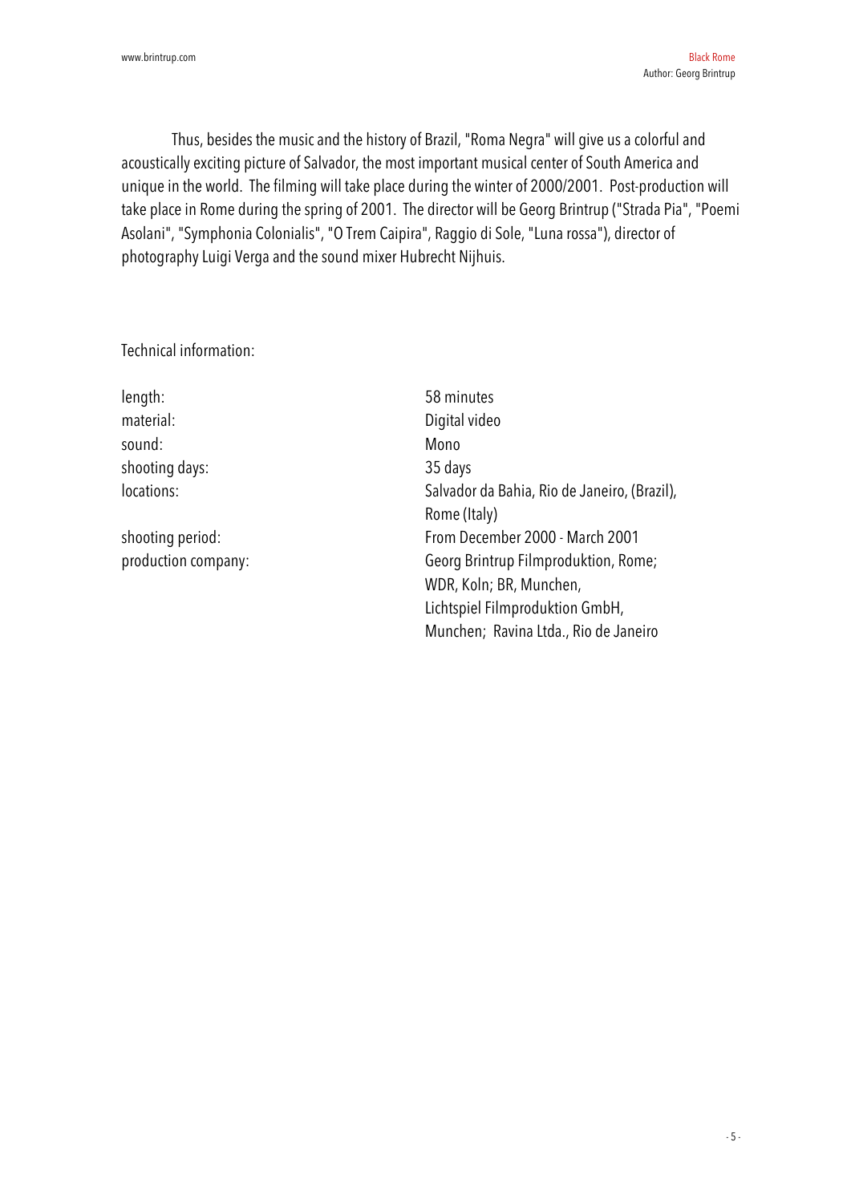Thus, besides the music and the history of Brazil, "Roma Negra" will give us a colorful and acoustically exciting picture of Salvador, the most important musical center of South America and unique in the world. The filming will take place during the winter of 2000/2001. Post-production will take place in Rome during the spring of 2001. The director will be Georg Brintrup ("Strada Pia", "Poemi Asolani", "Symphonia Colonialis", "O Trem Caipira", Raggio di Sole, "Luna rossa"), director of photography Luigi Verga and the sound mixer Hubrecht Nijhuis.

Technical information:

| | |
|---|---|
| length: | 58 minutes |
| material: | Digital video |
| sound: | Mono |
| shooting days: | 35 days |
| locations: | Salvador da Bahia, Rio de Janeiro, (Brazil), Rome (Italy) |
| shooting period: | From December 2000 - March 2001 |
| production company: | Georg Brintrup Filmproduktion, Rome; WDR, Koln; BR, Munchen, Lichtspiel Filmproduktion GmbH, Munchen; Ravina Ltda., Rio de Janeiro |